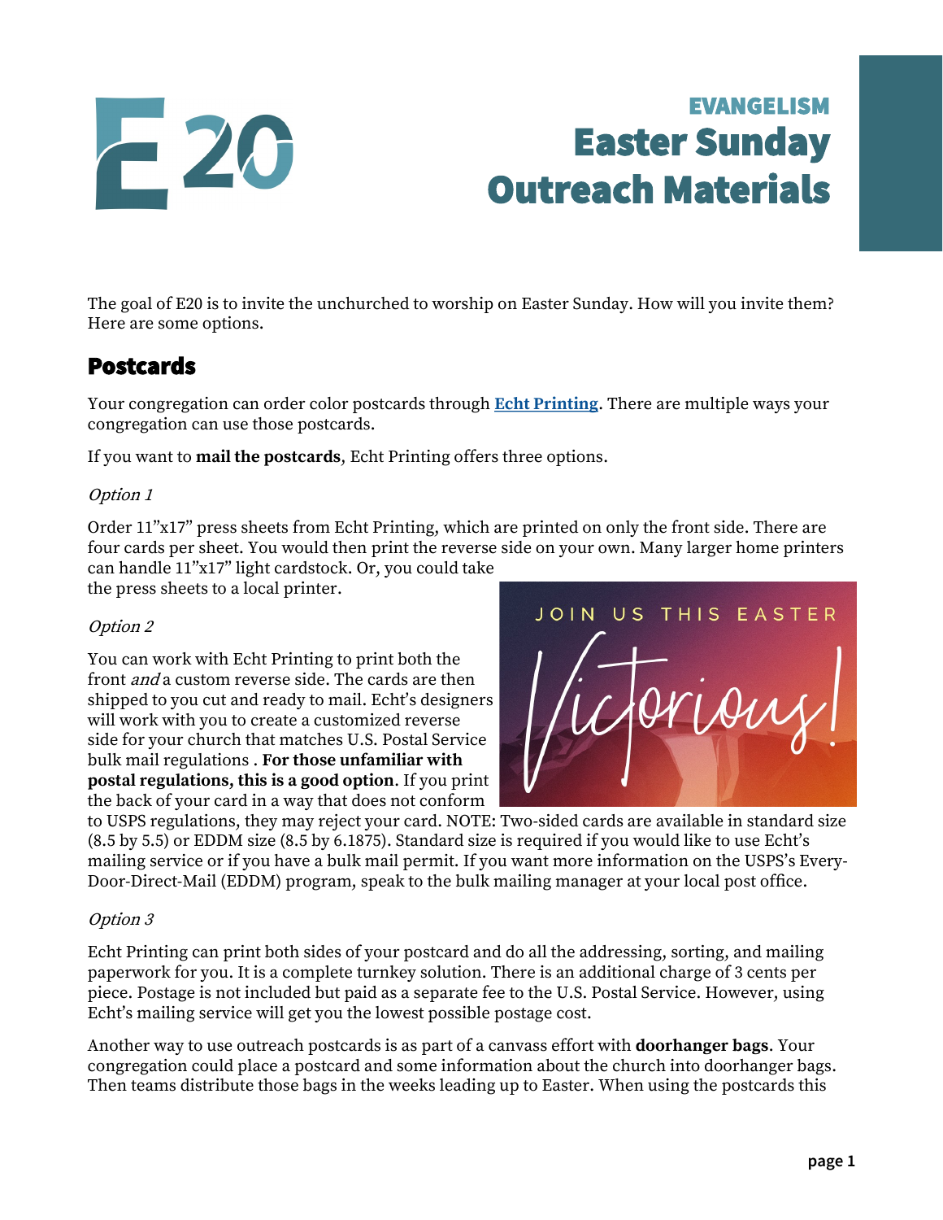E20

**EVANGELISM**

# Easter Sunday Outreach Materials

The goal of E20 is to invite the unchurched to worship on Easter Sunday. How will you invite them? Here are some options.

## Postcards

Your congregation can order color postcards through **Echt Printing**. There are multiple ways your congregation can use those postcards.

If you want to **mail the postcards**, Echt Printing offers three options.

*Option 1*

Order 11"x17" press sheets from Echt Printing, which are printed on only the front side. There are four cards per sheet. You would then print the reverse side on your own. Many larger home printers can handle 11"x17" light cardstock. Or, you could take the press sheets to a local printer.

*Option 2*

You can work with Echt Printing to print both the front *and* a custom reverse side. The cards are then shipped to you cut and ready to mail. Echt's designers will work with you to create a customized reverse side for your church that matches U.S. Postal Service bulk mail regulations . **For those unfamiliar with postal regulations, this is a good option**. If you print the back of your card in a way that does not conform to USPS regulations, they may reject your card. NOTE: Two-sided cards are available in standard size (8.5 by 5.5) or EDDM size (8.5 by 6.1875). Standard size is required if you would like to use Echt's mailing service or if you have a bulk mail permit. If you want more information on the USPS's Every-Door-Direct-Mail (EDDM) program, speak to the bulk mailing manager at your local post office.

*Option 3*

Echt Printing can print both sides of your postcard and do all the addressing, sorting, and mailing paperwork for you. It is a complete turnkey solution. There is an additional charge of 3 cents per piece. Postage is not included but paid as a separate fee to the U.S. Postal Service. However, using Echt's mailing service will get you the lowest possible postage cost.

Another way to use outreach postcards is as part of a canvass effort with **doorhanger bags**. Your congregation could place a postcard and some information about the church into doorhanger bags. Then teams distribute those bags in the weeks leading up to Easter. When using the postcards this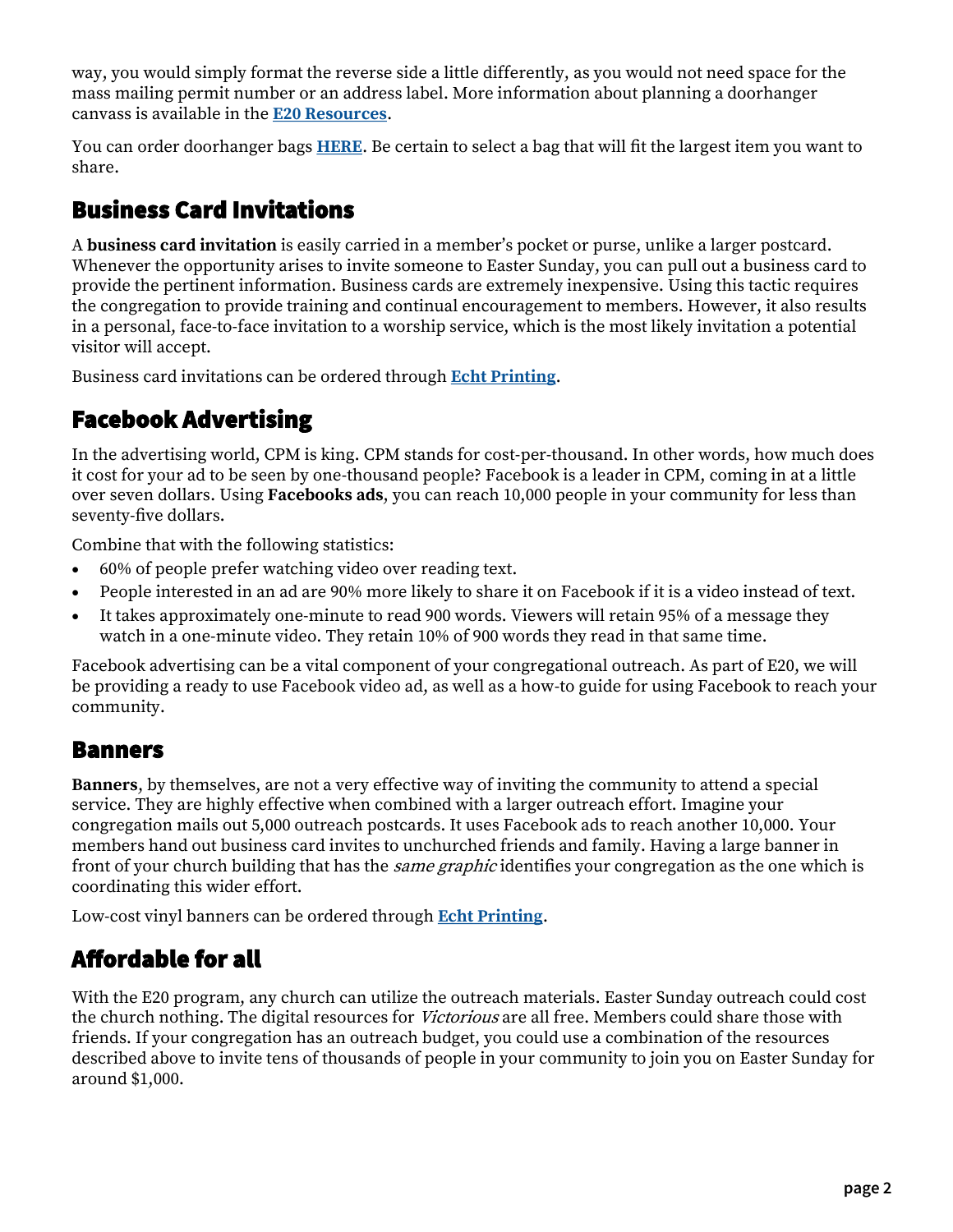way, you would simply format the reverse side a little differently, as you would not need space for the mass mailing permit number or an address label. More information about planning a doorhanger canvass is available in the **E20 Resources**.

You can order doorhanger bags **HERE**. Be certain to select a bag that will fit the largest item you want to share.

## Business Card Invitations

A **business card invitation** is easily carried in a member's pocket or purse, unlike a larger postcard. Whenever the opportunity arises to invite someone to Easter Sunday, you can pull out a business card to provide the pertinent information. Business cards are extremely inexpensive. Using this tactic requires the congregation to provide training and continual encouragement to members. However, it also results in a personal, face-to-face invitation to a worship service, which is the most likely invitation a potential visitor will accept.

Business card invitations can be ordered through **Echt Printing**.

## Facebook Advertising

In the advertising world, CPM is king. CPM stands for cost-per-thousand. In other words, how much does it cost for your ad to be seen by one-thousand people? Facebook is a leader in CPM, coming in at a little over seven dollars. Using **Facebooks ads**, you can reach 10,000 people in your community for less than seventy-five dollars.

Combine that with the following statistics:

- 60% of people prefer watching video over reading text.
- People interested in an ad are 90% more likely to share it on Facebook if it is a video instead of text.
- It takes approximately one-minute to read 900 words. Viewers will retain 95% of a message they watch in a one-minute video. They retain 10% of 900 words they read in that same time.

Facebook advertising can be a vital component of your congregational outreach. As part of E20, we will be providing a ready to use Facebook video ad, as well as a how-to guide for using Facebook to reach your community.

## Banners

**Banners**, by themselves, are not a very effective way of inviting the community to attend a special service. They are highly effective when combined with a larger outreach effort. Imagine your congregation mails out 5,000 outreach postcards. It uses Facebook ads to reach another 10,000. Your members hand out business card invites to unchurched friends and family. Having a large banner in front of your church building that has the *same graphic* identifies your congregation as the one which is coordinating this wider effort.

Low-cost vinyl banners can be ordered through **Echt Printing**.

## Affordable for all

With the E20 program, any church can utilize the outreach materials. Easter Sunday outreach could cost the church nothing. The digital resources for *Victorious* are all free. Members could share those with friends. If your congregation has an outreach budget, you could use a combination of the resources described above to invite tens of thousands of people in your community to join you on Easter Sunday for around $1,000.